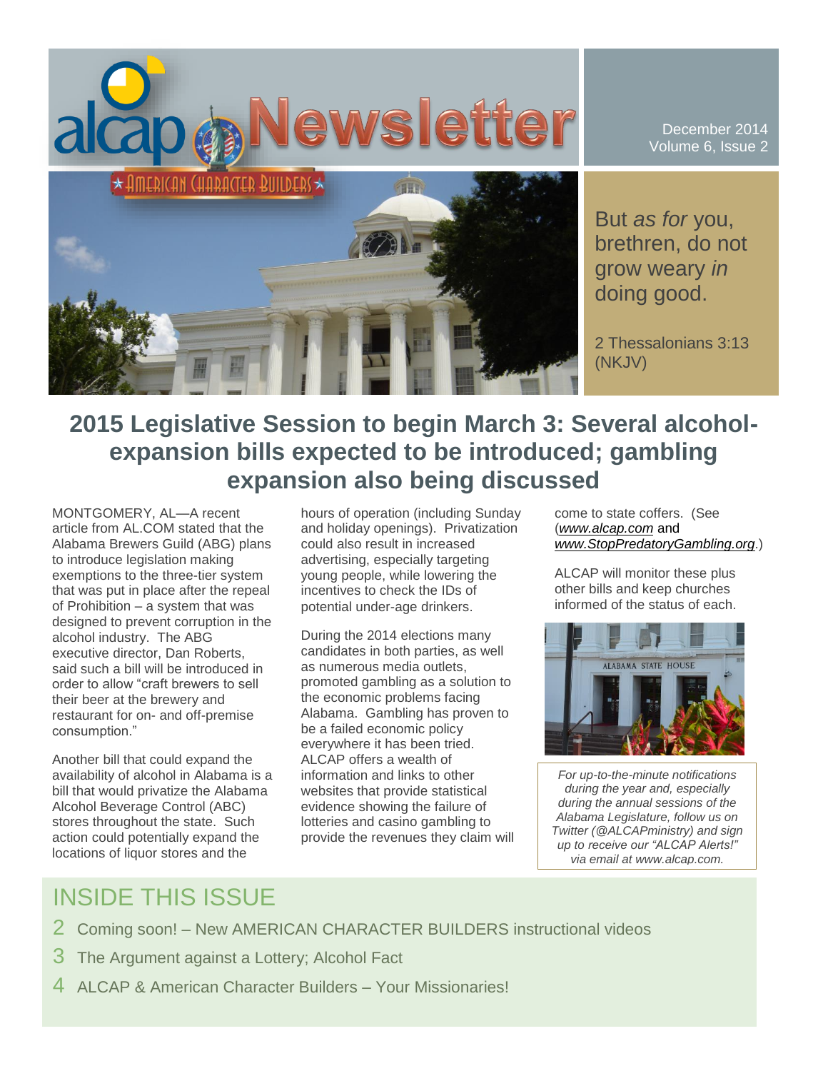# alcap Newsletter

AMERICAN CHARACTER BUILDERS

December 2014
Volume 6, Issue 2

But *as for* you, brethren, do not grow weary *in* doing good.

2 Thessalonians 3:13 (NKJV)

## 2015 Legislative Session to begin March 3: Several alcohol-expansion bills expected to be introduced; gambling expansion also being discussed

MONTGOMERY, AL—A recent article from AL.COM stated that the Alabama Brewers Guild (ABG) plans to introduce legislation making exemptions to the three-tier system that was put in place after the repeal of Prohibition – a system that was designed to prevent corruption in the alcohol industry. The ABG executive director, Dan Roberts, said such a bill will be introduced in order to allow "craft brewers to sell their beer at the brewery and restaurant for on- and off-premise consumption."

Another bill that could expand the availability of alcohol in Alabama is a bill that would privatize the Alabama Alcohol Beverage Control (ABC) stores throughout the state. Such action could potentially expand the locations of liquor stores and the hours of operation (including Sunday and holiday openings). Privatization could also result in increased advertising, especially targeting young people, while lowering the incentives to check the IDs of potential under-age drinkers.

During the 2014 elections many candidates in both parties, as well as numerous media outlets, promoted gambling as a solution to the economic problems facing Alabama. Gambling has proven to be a failed economic policy everywhere it has been tried. ALCAP offers a wealth of information and links to other websites that provide statistical evidence showing the failure of lotteries and casino gambling to provide the revenues they claim will come to state coffers. (See (*www.alcap.com* and *www.StopPredatoryGambling.org*.)

ALCAP will monitor these plus other bills and keep churches informed of the status of each.

*For up-to-the-minute notifications during the year and, especially during the annual sessions of the Alabama Legislature, follow us on Twitter (@ALCAPministry) and sign up to receive our "ALCAP Alerts!" via email at www.alcap.com.*

## INSIDE THIS ISSUE

2 Coming soon! – New AMERICAN CHARACTER BUILDERS instructional videos

3 The Argument against a Lottery; Alcohol Fact

4 ALCAP & American Character Builders – Your Missionaries!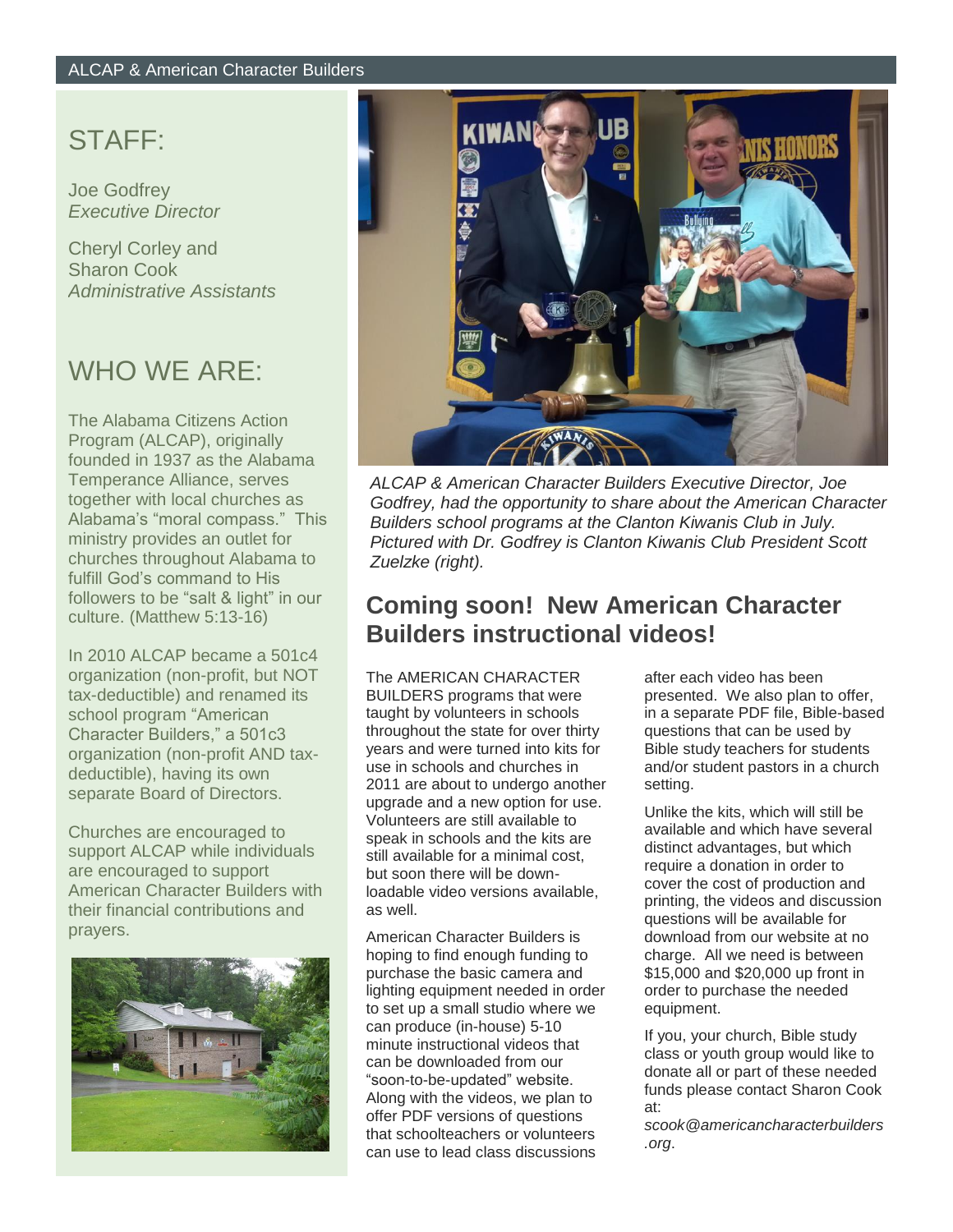## STAFF:

Joe Godfrey
*Executive Director*

Cheryl Corley and
Sharon Cook
*Administrative Assistants*

## WHO WE ARE:

The Alabama Citizens Action Program (ALCAP), originally founded in 1937 as the Alabama Temperance Alliance, serves together with local churches as Alabama's "moral compass." This ministry provides an outlet for churches throughout Alabama to fulfill God's command to His followers to be "salt & light" in our culture. (Matthew 5:13-16)

In 2010 ALCAP became a 501c4 organization (non-profit, but NOT tax-deductible) and renamed its school program "American Character Builders," a 501c3 organization (non-profit AND tax-deductible), having its own separate Board of Directors.

Churches are encouraged to support ALCAP while individuals are encouraged to support American Character Builders with their financial contributions and prayers.

*ALCAP & American Character Builders Executive Director, Joe Godfrey, had the opportunity to share about the American Character Builders school programs at the Clanton Kiwanis Club in July. Pictured with Dr. Godfrey is Clanton Kiwanis Club President Scott Zuelzke (right).*

## Coming soon! New American Character Builders instructional videos!

The AMERICAN CHARACTER BUILDERS programs that were taught by volunteers in schools throughout the state for over thirty years and were turned into kits for use in schools and churches in 2011 are about to undergo another upgrade and a new option for use. Volunteers are still available to speak in schools and the kits are still available for a minimal cost, but soon there will be down-loadable video versions available, as well.

American Character Builders is hoping to find enough funding to purchase the basic camera and lighting equipment needed in order to set up a small studio where we can produce (in-house) 5-10 minute instructional videos that can be downloaded from our "soon-to-be-updated" website. Along with the videos, we plan to offer PDF versions of questions that schoolteachers or volunteers can use to lead class discussions after each video has been presented. We also plan to offer, in a separate PDF file, Bible-based questions that can be used by Bible study teachers for students and/or student pastors in a church setting.

Unlike the kits, which will still be available and which have several distinct advantages, but which require a donation in order to cover the cost of production and printing, the videos and discussion questions will be available for download from our website at no charge. All we need is between $15,000 and $20,000 up front in order to purchase the needed equipment.

If you, your church, Bible study class or youth group would like to donate all or part of these needed funds please contact Sharon Cook at: *scook@americancharacterbuilders.org*.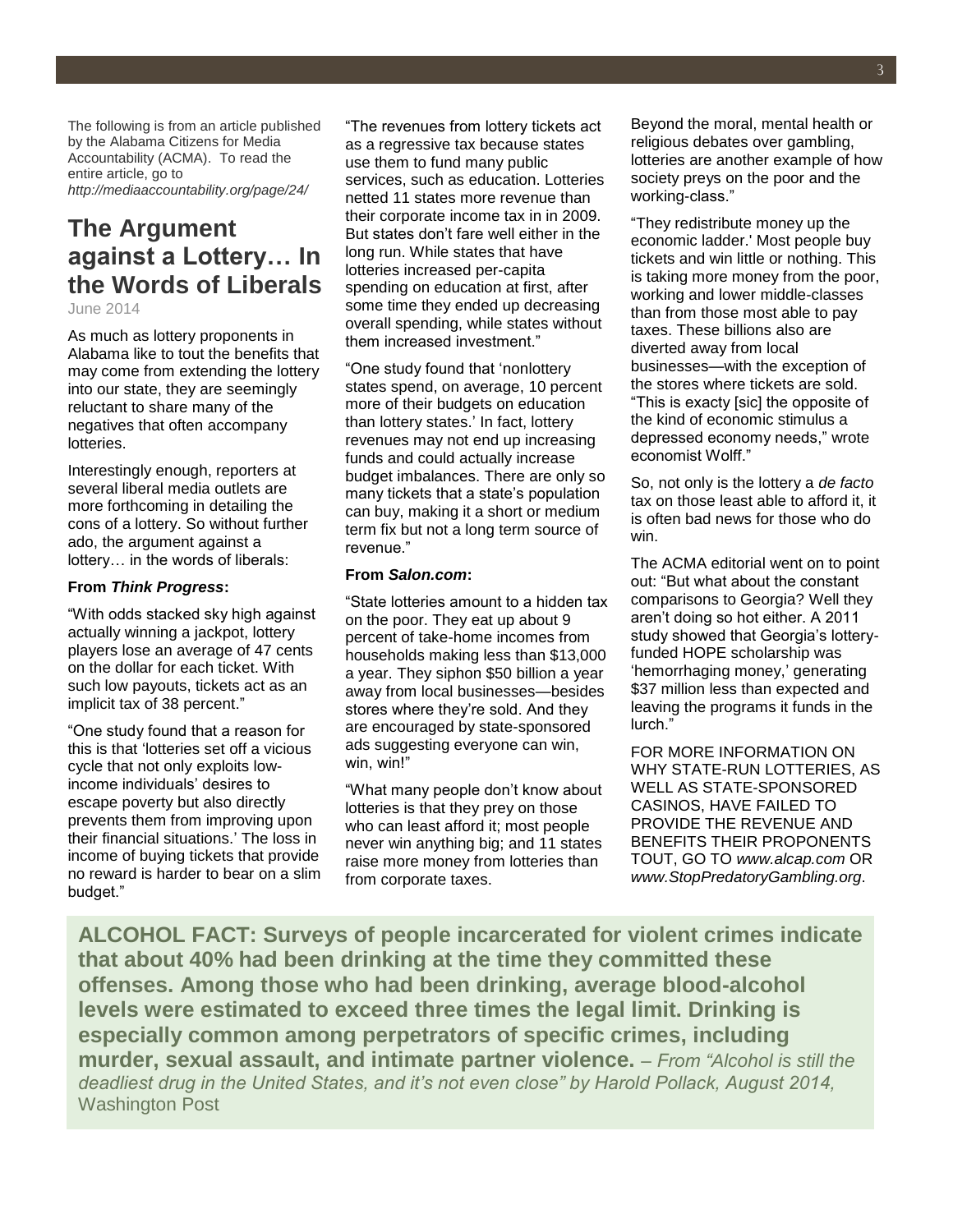The following is from an article published by the Alabama Citizens for Media Accountability (ACMA). To read the entire article, go to *http://mediaaccountability.org/page/24/*

## The Argument against a Lottery… In the Words of Liberals

June 2014

As much as lottery proponents in Alabama like to tout the benefits that may come from extending the lottery into our state, they are seemingly reluctant to share many of the negatives that often accompany lotteries.

Interestingly enough, reporters at several liberal media outlets are more forthcoming in detailing the cons of a lottery. So without further ado, the argument against a lottery… in the words of liberals:

**From *Think Progress*:**

"With odds stacked sky high against actually winning a jackpot, lottery players lose an average of 47 cents on the dollar for each ticket. With such low payouts, tickets act as an implicit tax of 38 percent."

"One study found that a reason for this is that 'lotteries set off a vicious cycle that not only exploits low-income individuals' desires to escape poverty but also directly prevents them from improving upon their financial situations.' The loss in income of buying tickets that provide no reward is harder to bear on a slim budget."

"The revenues from lottery tickets act as a regressive tax because states use them to fund many public services, such as education. Lotteries netted 11 states more revenue than their corporate income tax in in 2009. But states don't fare well either in the long run. While states that have lotteries increased per-capita spending on education at first, after some time they ended up decreasing overall spending, while states without them increased investment."

"One study found that 'nonlottery states spend, on average, 10 percent more of their budgets on education than lottery states.' In fact, lottery revenues may not end up increasing funds and could actually increase budget imbalances. There are only so many tickets that a state's population can buy, making it a short or medium term fix but not a long term source of revenue."

**From *Salon.com*:**

"State lotteries amount to a hidden tax on the poor. They eat up about 9 percent of take-home incomes from households making less than $13,000 a year. They siphon $50 billion a year away from local businesses—besides stores where they're sold. And they are encouraged by state-sponsored ads suggesting everyone can win, win, win!"

"What many people don't know about lotteries is that they prey on those who can least afford it; most people never win anything big; and 11 states raise more money from lotteries than from corporate taxes.

Beyond the moral, mental health or religious debates over gambling, lotteries are another example of how society preys on the poor and the working-class."

"They redistribute money up the economic ladder.' Most people buy tickets and win little or nothing. This is taking more money from the poor, working and lower middle-classes than from those most able to pay taxes. These billions also are diverted away from local businesses—with the exception of the stores where tickets are sold. "This is exacty [sic] the opposite of the kind of economic stimulus a depressed economy needs," wrote economist Wolff."

So, not only is the lottery a *de facto* tax on those least able to afford it, it is often bad news for those who do win.

The ACMA editorial went on to point out: "But what about the constant comparisons to Georgia? Well they aren't doing so hot either. A 2011 study showed that Georgia's lottery-funded HOPE scholarship was 'hemorrhaging money,' generating $37 million less than expected and leaving the programs it funds in the lurch."

FOR MORE INFORMATION ON WHY STATE-RUN LOTTERIES, AS WELL AS STATE-SPONSORED CASINOS, HAVE FAILED TO PROVIDE THE REVENUE AND BENEFITS THEIR PROPONENTS TOUT, GO TO *www.alcap.com* OR *www.StopPredatoryGambling.org*.

**ALCOHOL FACT: Surveys of people incarcerated for violent crimes indicate that about 40% had been drinking at the time they committed these offenses. Among those who had been drinking, average blood-alcohol levels were estimated to exceed three times the legal limit. Drinking is especially common among perpetrators of specific crimes, including murder, sexual assault, and intimate partner violence.** *– From "Alcohol is still the deadliest drug in the United States, and it's not even close" by Harold Pollack, August 2014,* Washington Post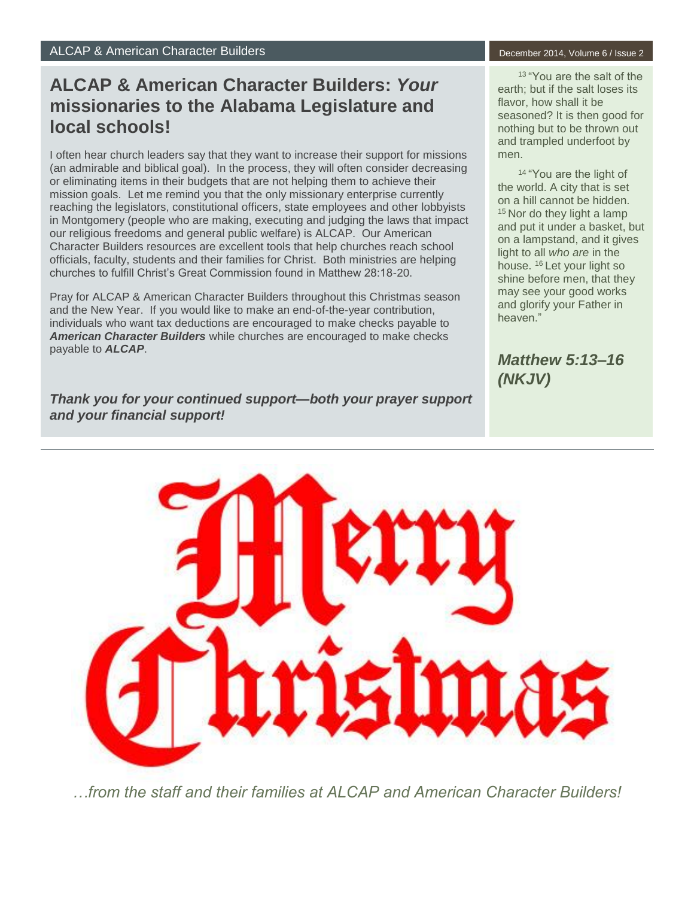## ALCAP & American Character Builders: *Your* missionaries to the Alabama Legislature and local schools!

I often hear church leaders say that they want to increase their support for missions (an admirable and biblical goal). In the process, they will often consider decreasing or eliminating items in their budgets that are not helping them to achieve their mission goals. Let me remind you that the only missionary enterprise currently reaching the legislators, constitutional officers, state employees and other lobbyists in Montgomery (people who are making, executing and judging the laws that impact our religious freedoms and general public welfare) is ALCAP. Our American Character Builders resources are excellent tools that help churches reach school officials, faculty, students and their families for Christ. Both ministries are helping churches to fulfill Christ's Great Commission found in Matthew 28:18-20.

Pray for ALCAP & American Character Builders throughout this Christmas season and the New Year. If you would like to make an end-of-the-year contribution, individuals who want tax deductions are encouraged to make checks payable to ***American Character Builders*** while churches are encouraged to make checks payable to ***ALCAP***.

***Thank you for your continued support—both your prayer support and your financial support!***

[13] "You are the salt of the earth; but if the salt loses its flavor, how shall it be seasoned? It is then good for nothing but to be thrown out and trampled underfoot by men.

[14] "You are the light of the world. A city that is set on a hill cannot be hidden. [15] Nor do they light a lamp and put it under a basket, but on a lampstand, and it gives light to all *who are* in the house. [16] Let your light so shine before men, that they may see your good works and glorify your Father in heaven."

***Matthew 5:13–16 (NKJV)***

# Merry Christmas

*…from the staff and their families at ALCAP and American Character Builders!*